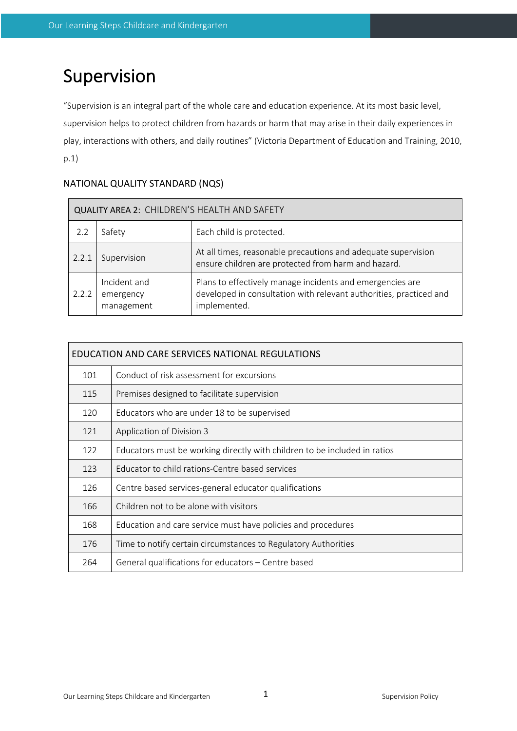# Supervision

"Supervision is an integral part of the whole care and education experience. At its most basic level, supervision helps to protect children from hazards or harm that may arise in their daily experiences in play, interactions with others, and daily routines" (Victoria Department of Education and Training, 2010, p.1)

NATIONAL QUALITY STANDARD (NQS)

| QUALITY AREA 2: CHILDREN'S HEALTH AND SAFETY | | |
|---|---|---|
| 2.2 | Safety | Each child is protected. |
| 2.2.1 | Supervision | At all times, reasonable precautions and adequate supervision ensure children are protected from harm and hazard. |
| 2.2.2 | Incident and emergency management | Plans to effectively manage incidents and emergencies are developed in consultation with relevant authorities, practiced and implemented. |

| EDUCATION AND CARE SERVICES NATIONAL REGULATIONS | |
|---|---|
| 101 | Conduct of risk assessment for excursions |
| 115 | Premises designed to facilitate supervision |
| 120 | Educators who are under 18 to be supervised |
| 121 | Application of Division 3 |
| 122 | Educators must be working directly with children to be included in ratios |
| 123 | Educator to child rations-Centre based services |
| 126 | Centre based services-general educator qualifications |
| 166 | Children not to be alone with visitors |
| 168 | Education and care service must have policies and procedures |
| 176 | Time to notify certain circumstances to Regulatory Authorities |
| 264 | General qualifications for educators – Centre based |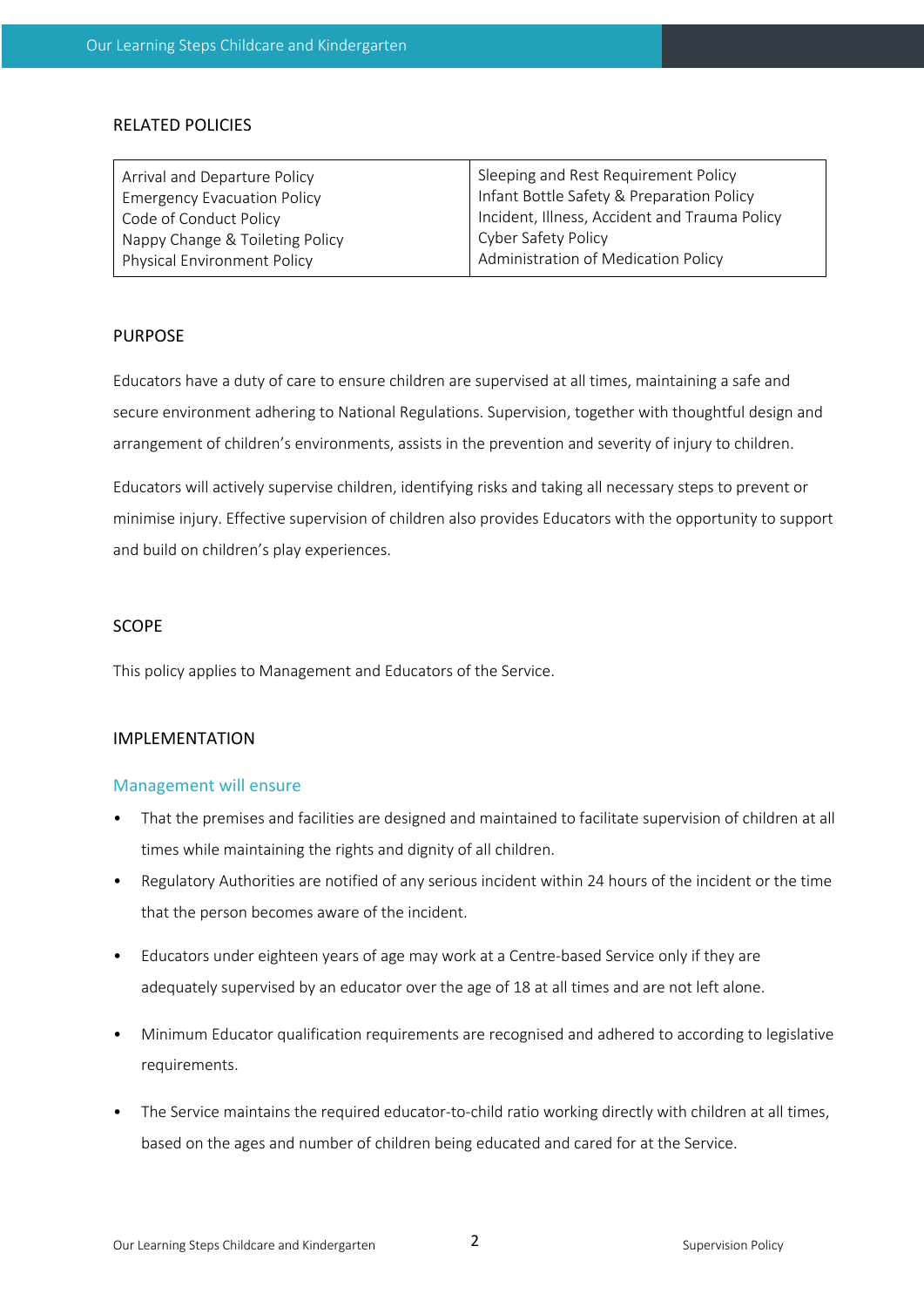## RELATED POLICIES

| Arrival and Departure Policy<br>Emergency Evacuation Policy<br>Code of Conduct Policy<br>Nappy Change & Toileting Policy<br>Physical Environment Policy | Sleeping and Rest Requirement Policy<br>Infant Bottle Safety & Preparation Policy<br>Incident, Illness, Accident and Trauma Policy<br>Cyber Safety Policy<br>Administration of Medication Policy |
|---|---|

## PURPOSE

Educators have a duty of care to ensure children are supervised at all times, maintaining a safe and secure environment adhering to National Regulations. Supervision, together with thoughtful design and arrangement of children's environments, assists in the prevention and severity of injury to children.

Educators will actively supervise children, identifying risks and taking all necessary steps to prevent or minimise injury. Effective supervision of children also provides Educators with the opportunity to support and build on children's play experiences.

## SCOPE

This policy applies to Management and Educators of the Service.

## IMPLEMENTATION

### Management will ensure

- That the premises and facilities are designed and maintained to facilitate supervision of children at all times while maintaining the rights and dignity of all children.
- Regulatory Authorities are notified of any serious incident within 24 hours of the incident or the time that the person becomes aware of the incident.
- Educators under eighteen years of age may work at a Centre-based Service only if they are adequately supervised by an educator over the age of 18 at all times and are not left alone.
- Minimum Educator qualification requirements are recognised and adhered to according to legislative requirements.
- The Service maintains the required educator-to-child ratio working directly with children at all times, based on the ages and number of children being educated and cared for at the Service.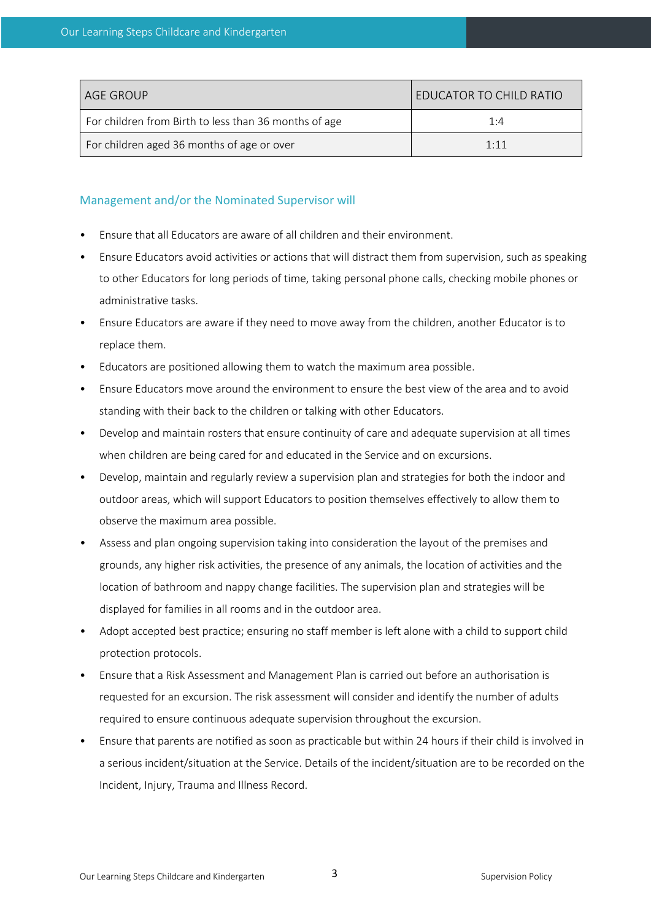| AGE GROUP | EDUCATOR TO CHILD RATIO |
| --- | --- |
| For children from Birth to less than 36 months of age | 1:4 |
| For children aged 36 months of age or over | 1:11 |

## Management and/or the Nominated Supervisor will

- Ensure that all Educators are aware of all children and their environment.
- Ensure Educators avoid activities or actions that will distract them from supervision, such as speaking to other Educators for long periods of time, taking personal phone calls, checking mobile phones or administrative tasks.
- Ensure Educators are aware if they need to move away from the children, another Educator is to replace them.
- Educators are positioned allowing them to watch the maximum area possible.
- Ensure Educators move around the environment to ensure the best view of the area and to avoid standing with their back to the children or talking with other Educators.
- Develop and maintain rosters that ensure continuity of care and adequate supervision at all times when children are being cared for and educated in the Service and on excursions.
- Develop, maintain and regularly review a supervision plan and strategies for both the indoor and outdoor areas, which will support Educators to position themselves effectively to allow them to observe the maximum area possible.
- Assess and plan ongoing supervision taking into consideration the layout of the premises and grounds, any higher risk activities, the presence of any animals, the location of activities and the location of bathroom and nappy change facilities. The supervision plan and strategies will be displayed for families in all rooms and in the outdoor area.
- Adopt accepted best practice; ensuring no staff member is left alone with a child to support child protection protocols.
- Ensure that a Risk Assessment and Management Plan is carried out before an authorisation is requested for an excursion. The risk assessment will consider and identify the number of adults required to ensure continuous adequate supervision throughout the excursion.
- Ensure that parents are notified as soon as practicable but within 24 hours if their child is involved in a serious incident/situation at the Service. Details of the incident/situation are to be recorded on the Incident, Injury, Trauma and Illness Record.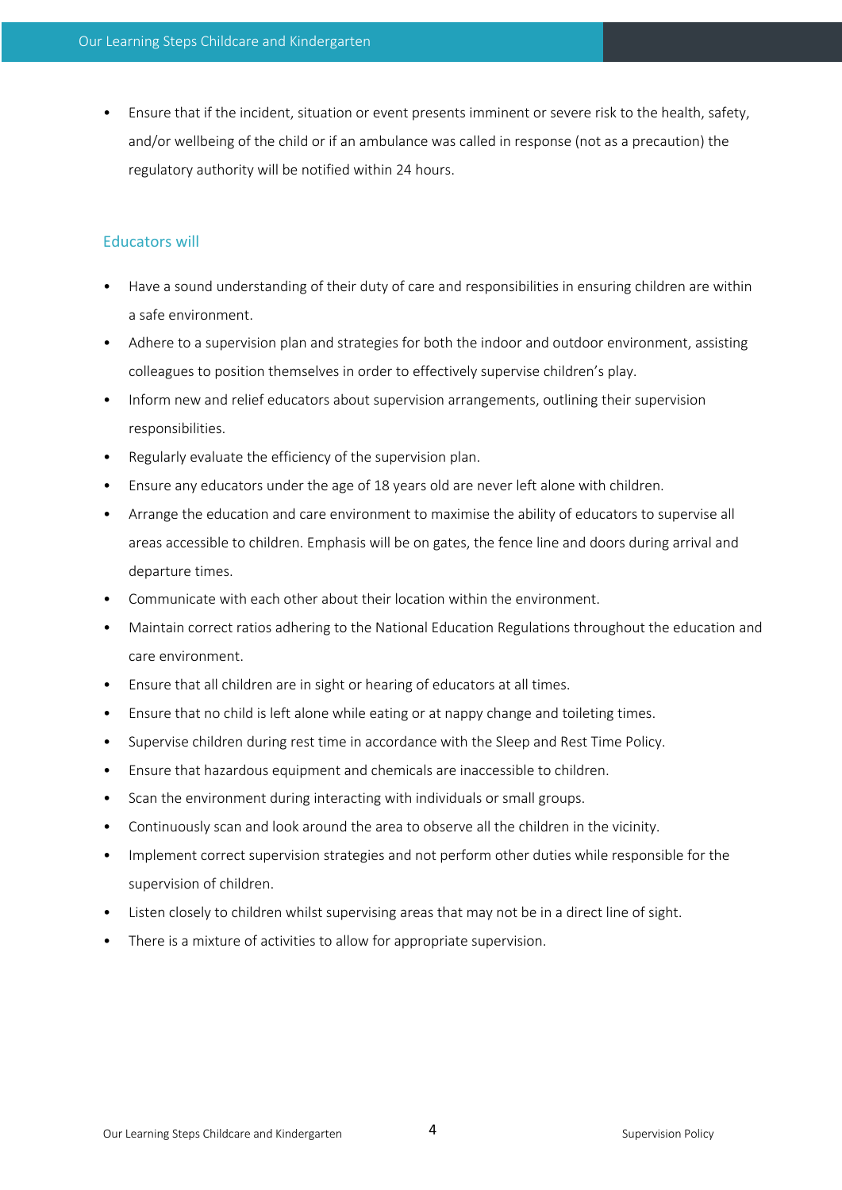- Ensure that if the incident, situation or event presents imminent or severe risk to the health, safety, and/or wellbeing of the child or if an ambulance was called in response (not as a precaution) the regulatory authority will be notified within 24 hours.

### Educators will

- Have a sound understanding of their duty of care and responsibilities in ensuring children are within a safe environment.
- Adhere to a supervision plan and strategies for both the indoor and outdoor environment, assisting colleagues to position themselves in order to effectively supervise children's play.
- Inform new and relief educators about supervision arrangements, outlining their supervision responsibilities.
- Regularly evaluate the efficiency of the supervision plan.
- Ensure any educators under the age of 18 years old are never left alone with children.
- Arrange the education and care environment to maximise the ability of educators to supervise all areas accessible to children. Emphasis will be on gates, the fence line and doors during arrival and departure times.
- Communicate with each other about their location within the environment.
- Maintain correct ratios adhering to the National Education Regulations throughout the education and care environment.
- Ensure that all children are in sight or hearing of educators at all times.
- Ensure that no child is left alone while eating or at nappy change and toileting times.
- Supervise children during rest time in accordance with the Sleep and Rest Time Policy.
- Ensure that hazardous equipment and chemicals are inaccessible to children.
- Scan the environment during interacting with individuals or small groups.
- Continuously scan and look around the area to observe all the children in the vicinity.
- Implement correct supervision strategies and not perform other duties while responsible for the supervision of children.
- Listen closely to children whilst supervising areas that may not be in a direct line of sight.
- There is a mixture of activities to allow for appropriate supervision.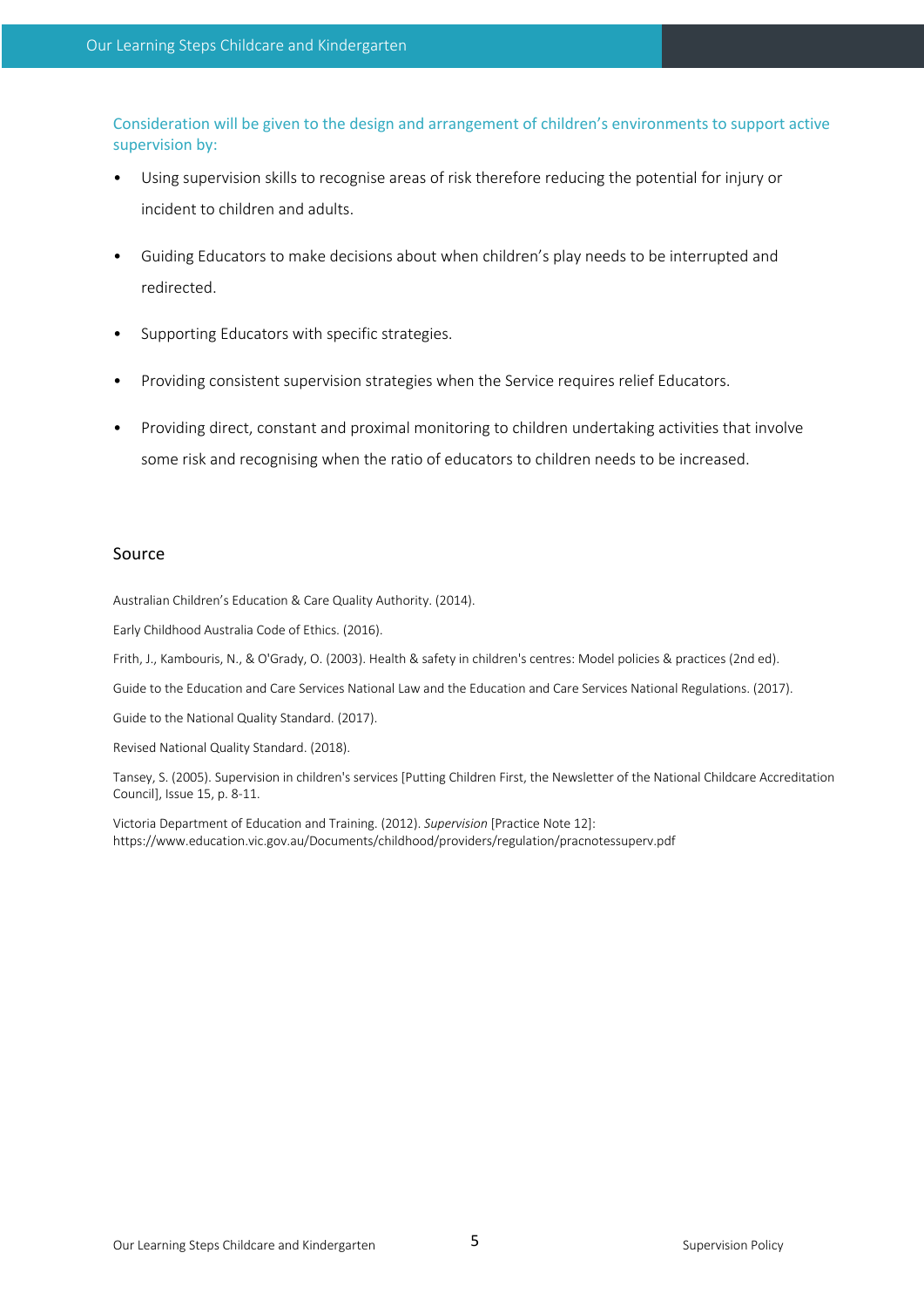Consideration will be given to the design and arrangement of children's environments to support active supervision by:

- Using supervision skills to recognise areas of risk therefore reducing the potential for injury or incident to children and adults.
- Guiding Educators to make decisions about when children's play needs to be interrupted and redirected.
- Supporting Educators with specific strategies.
- Providing consistent supervision strategies when the Service requires relief Educators.
- Providing direct, constant and proximal monitoring to children undertaking activities that involve some risk and recognising when the ratio of educators to children needs to be increased.

## Source

Australian Children's Education & Care Quality Authority. (2014).

Early Childhood Australia Code of Ethics. (2016).

Frith, J., Kambouris, N., & O'Grady, O. (2003). Health & safety in children's centres: Model policies & practices (2nd ed).

Guide to the Education and Care Services National Law and the Education and Care Services National Regulations. (2017).

Guide to the National Quality Standard. (2017).

Revised National Quality Standard. (2018).

Tansey, S. (2005). Supervision in children's services [Putting Children First, the Newsletter of the National Childcare Accreditation Council], Issue 15, p. 8-11.

Victoria Department of Education and Training. (2012). *Supervision* [Practice Note 12]: https://www.education.vic.gov.au/Documents/childhood/providers/regulation/pracnotessuperv.pdf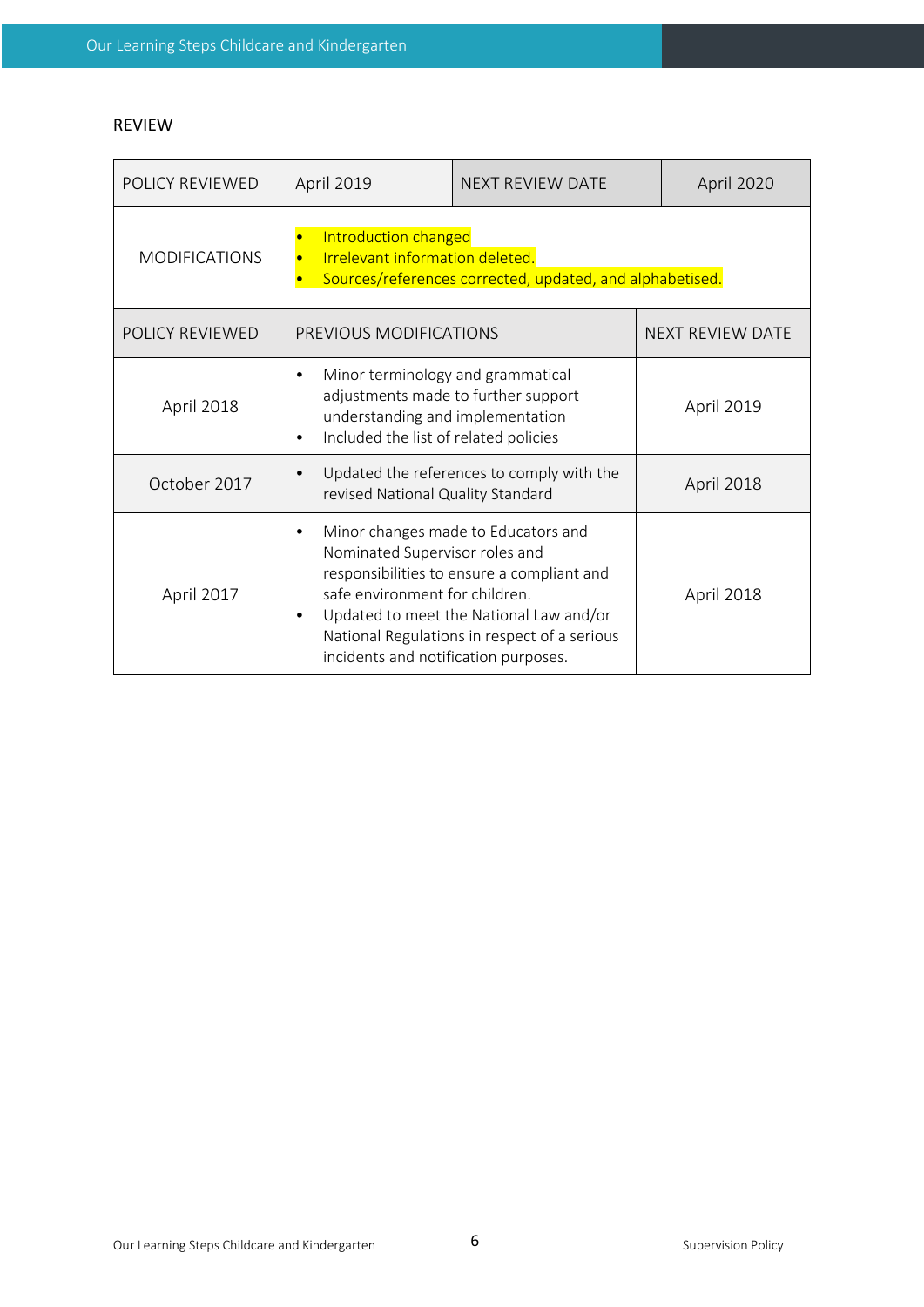REVIEW

| | | | |
|---|---|---|---|
| POLICY REVIEWED | April 2019 | NEXT REVIEW DATE | April 2020 |
| MODIFICATIONS | • Introduction changed<br>• Irrelevant information deleted.<br>• Sources/references corrected, updated, and alphabetised. | | |
| POLICY REVIEWED | PREVIOUS MODIFICATIONS | | NEXT REVIEW DATE |
| April 2018 | • Minor terminology and grammatical adjustments made to further support understanding and implementation<br>• Included the list of related policies | | April 2019 |
| October 2017 | • Updated the references to comply with the revised National Quality Standard | | April 2018 |
| April 2017 | • Minor changes made to Educators and Nominated Supervisor roles and responsibilities to ensure a compliant and safe environment for children.<br>• Updated to meet the National Law and/or National Regulations in respect of a serious incidents and notification purposes. | | April 2018 |